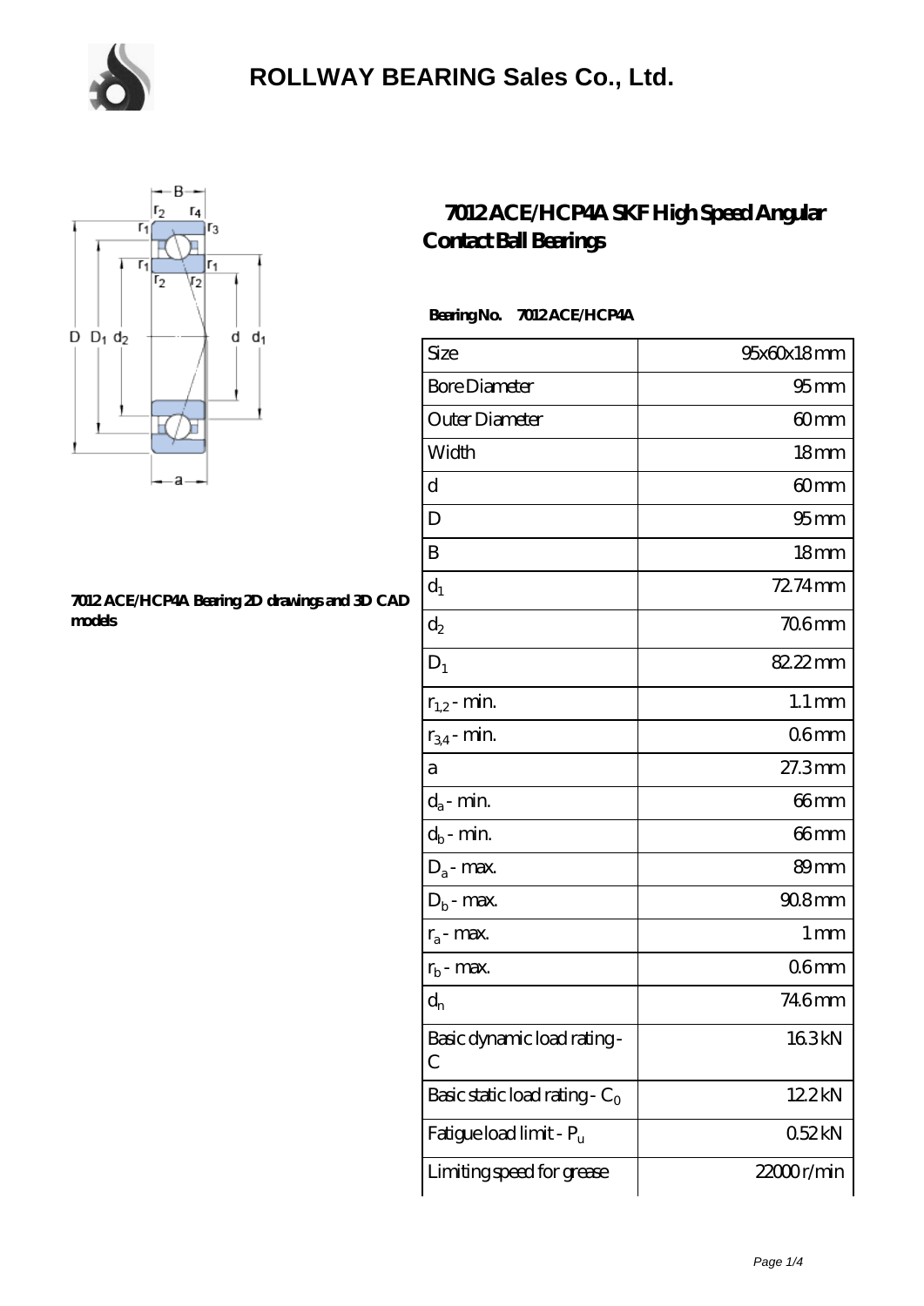# ROLLWAY BEARING Sales Co., Ltd.

## 7012 ACE/HCP4A SKF High Speed Angular Contact Ball Bearings

**7012 ACE/HCP4A Bearing 2D drawings and 3D CAD models**

**Bearing No. 7012 ACE/HCP4A**

| Size | 95x60x18 mm |
| --- | --- |
| Bore Diameter | 95 mm |
| Outer Diameter | 60 mm |
| Width | 18 mm |
| d | 60 mm |
| D | 95 mm |
| B | 18 mm |
| $d_1$ | 72.74 mm |
| $d_2$ | 70.6 mm |
| $D_1$ | 82.22 mm |
| $r_{1,2}$ - min. | 1.1 mm |
| $r_{3,4}$ - min. | 0.6 mm |
| a | 27.3 mm |
| $d_a$ - min. | 66 mm |
| $d_b$ - min. | 66 mm |
| $D_a$ - max. | 89 mm |
| $D_b$ - max. | 90.8 mm |
| $r_a$ - max. | 1 mm |
| $r_b$ - max. | 0.6 mm |
| $d_n$ | 74.6 mm |
| Basic dynamic load rating - C | 16.3 kN |
| Basic static load rating - $C_0$ | 12.2 kN |
| Fatigue load limit - $P_u$ | 0.52 kN |
| Limiting speed for grease | 22000 r/min |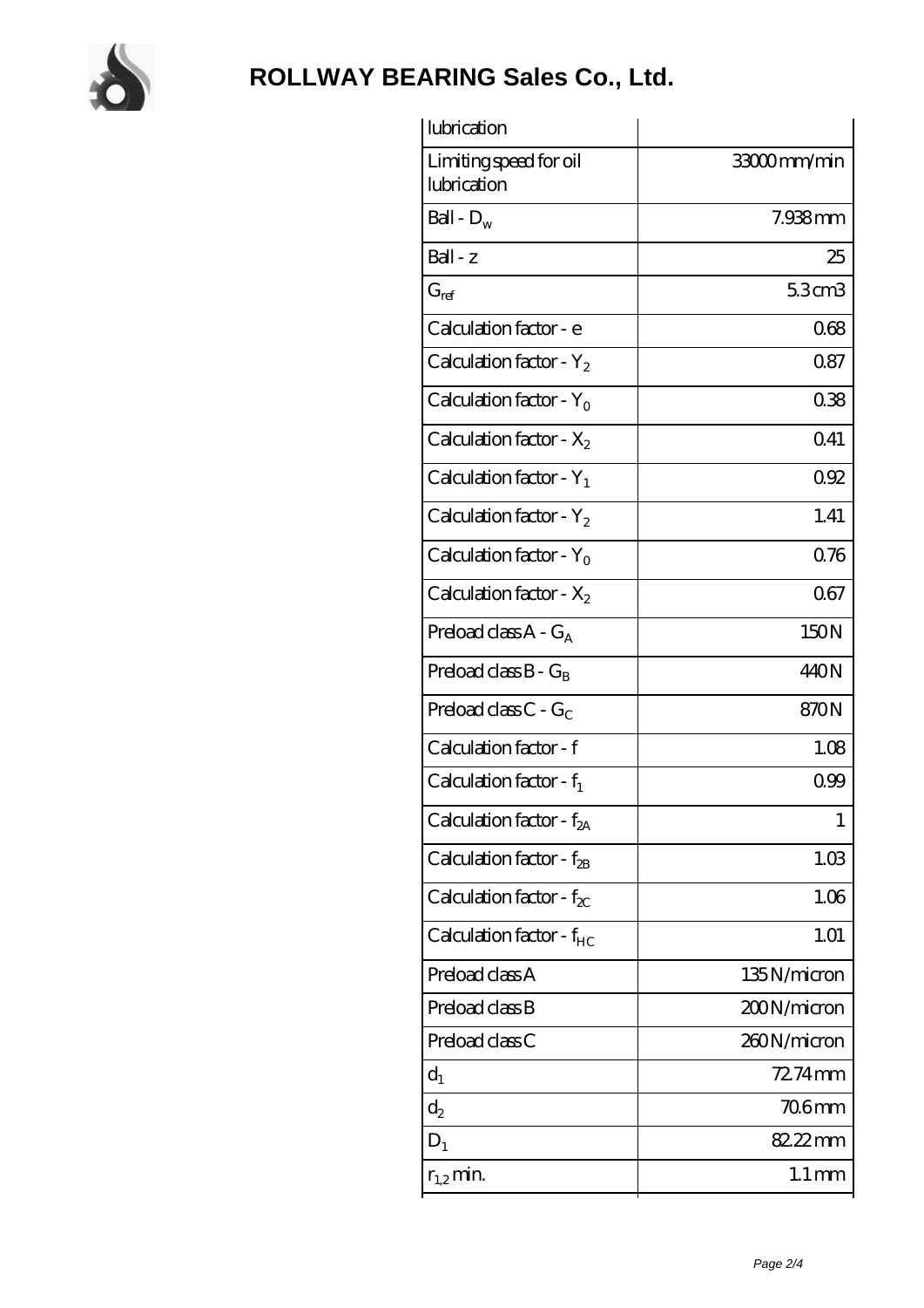| lubrication | |
|---|---|
| Limiting speed for oil lubrication | 33000 mm/min |
| Ball - $D_w$ | 7.938 mm |
| Ball - z | 25 |
| $G_{ref}$ | 5.3 cm3 |
| Calculation factor - e | 0.68 |
| Calculation factor - $Y_2$ | 0.87 |
| Calculation factor - $Y_0$ | 0.38 |
| Calculation factor - $X_2$ | 0.41 |
| Calculation factor - $Y_1$ | 0.92 |
| Calculation factor - $Y_2$ | 1.41 |
| Calculation factor - $Y_0$ | 0.76 |
| Calculation factor - $X_2$ | 0.67 |
| Preload class A - $G_A$ | 150 N |
| Preload class B - $G_B$ | 440 N |
| Preload class C - $G_C$ | 870 N |
| Calculation factor - f | 1.08 |
| Calculation factor - $f_1$ | 0.99 |
| Calculation factor - $f_{2A}$ | 1 |
| Calculation factor - $f_{2B}$ | 1.03 |
| Calculation factor - $f_{2C}$ | 1.06 |
| Calculation factor - $f_{HC}$ | 1.01 |
| Preload class A | 135 N/micron |
| Preload class B | 200 N/micron |
| Preload class C | 260 N/micron |
| $d_1$ | 72.74 mm |
| $d_2$ | 70.6 mm |
| $D_1$ | 82.22 mm |
| $r_{1,2}$ min. | 1.1 mm |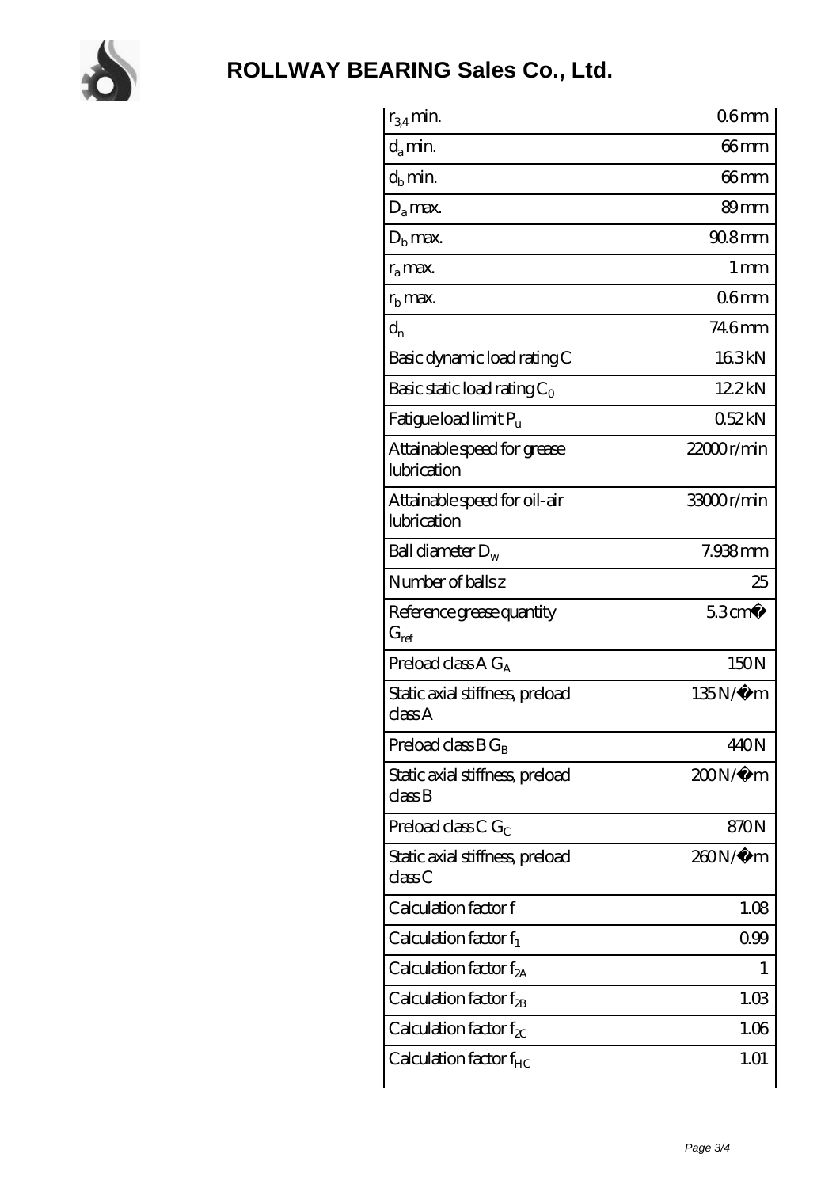# ROLLWAY BEARING Sales Co., Ltd.

| | |
|---|---|
| $r_{3,4}$ min. | 0.6 mm |
| $d_a$ min. | 66 mm |
| $d_b$ min. | 66 mm |
| $D_a$ max. | 89 mm |
| $D_b$ max. | 90.8 mm |
| $r_a$ max. | 1 mm |
| $r_b$ max. | 0.6 mm |
| $d_n$ | 74.6 mm |
| Basic dynamic load rating C | 16.3 kN |
| Basic static load rating $C_0$ | 12.2 kN |
| Fatigue load limit $P_u$ | 0.52 kN |
| Attainable speed for grease lubrication | 22000 r/min |
| Attainable speed for oil-air lubrication | 33000 r/min |
| Ball diameter $D_w$ | 7.938 mm |
| Number of balls z | 25 |
| Reference grease quantity $G_{ref}$ | 5.3 cm� |
| Preload class A $G_A$ | 150 N |
| Static axial stiffness, preload class A | 135 N/�m |
| Preload class B $G_B$ | 440 N |
| Static axial stiffness, preload class B | 200 N/�m |
| Preload class C $G_C$ | 870 N |
| Static axial stiffness, preload class C | 260 N/�m |
| Calculation factor f | 1.08 |
| Calculation factor $f_1$ | 0.99 |
| Calculation factor $f_{2A}$ | 1 |
| Calculation factor $f_{2B}$ | 1.03 |
| Calculation factor $f_{2C}$ | 1.06 |
| Calculation factor $f_{HC}$ | 1.01 |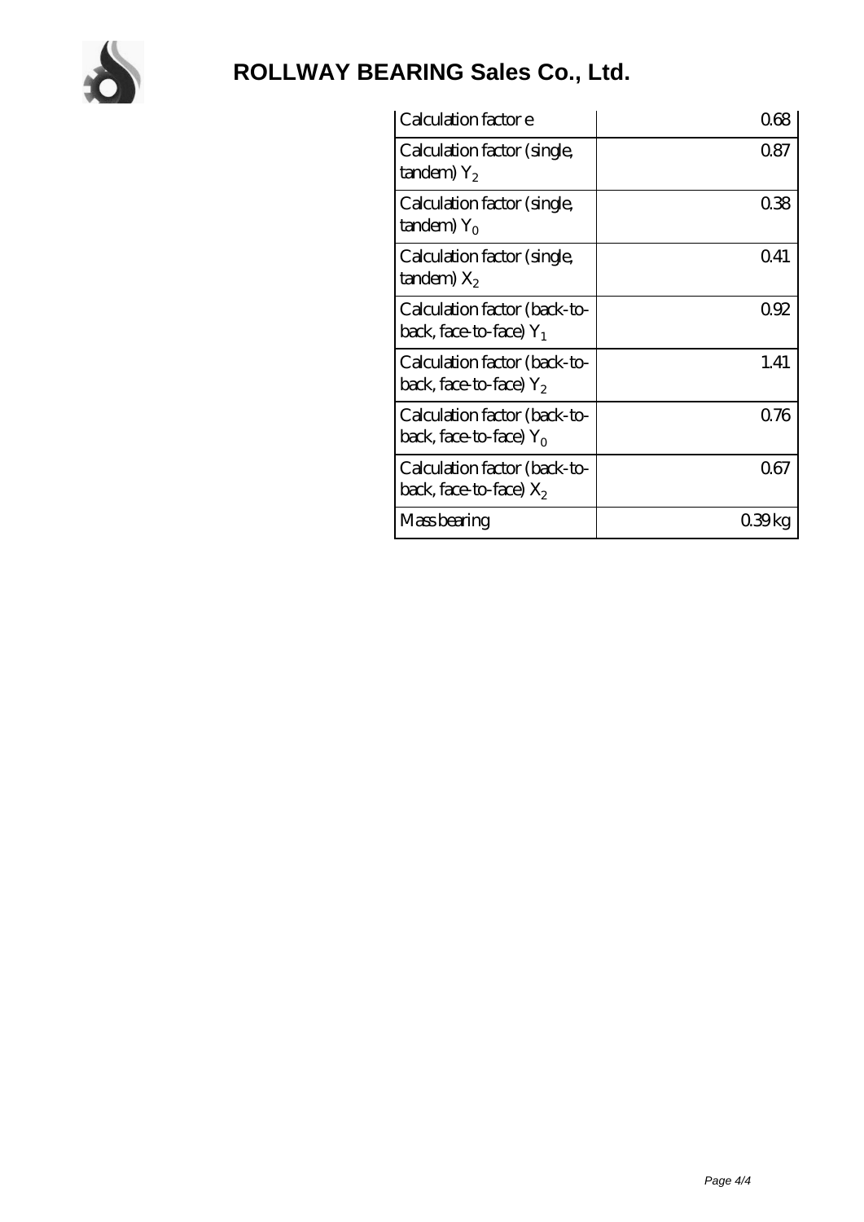| | |
|---|---|
| Calculation factor e | 0.68 |
| Calculation factor (single, tandem) $Y_2$ | 0.87 |
| Calculation factor (single, tandem) $Y_0$ | 0.38 |
| Calculation factor (single, tandem) $X_2$ | 0.41 |
| Calculation factor (back-to-back, face-to-face) $Y_1$ | 0.92 |
| Calculation factor (back-to-back, face-to-face) $Y_2$ | 1.41 |
| Calculation factor (back-to-back, face-to-face) $Y_0$ | 0.76 |
| Calculation factor (back-to-back, face-to-face) $X_2$ | 0.67 |
| Mass bearing | 0.39 kg |